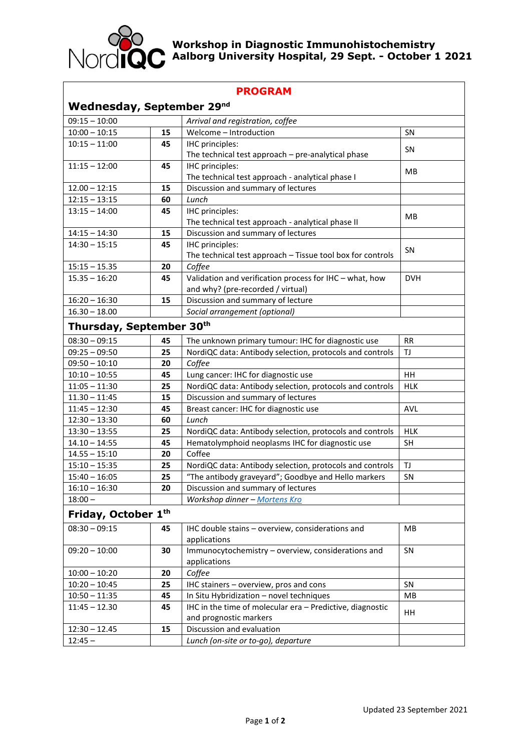# Workshop in Diagnostic Immunohistochemistry
# Aalborg University Hospital, 29 Sept. - October 1 2021

## PROGRAM

### Wednesday, September 29nd

| Time | Min | Topic | Speaker |
|---|---|---|---|
| 09:15 – 10:00 | | *Arrival and registration, coffee* | |
| 10:00 – 10:15 | **15** | Welcome – Introduction | SN |
| 10:15 – 11:00 | **45** | IHC principles: The technical test approach – pre-analytical phase | SN |
| 11:15 – 12:00 | **45** | IHC principles: The technical test approach - analytical phase I | MB |
| 12.00 – 12:15 | **15** | Discussion and summary of lectures | |
| 12:15 – 13:15 | **60** | *Lunch* | |
| 13:15 – 14:00 | **45** | IHC principles: The technical test approach - analytical phase II | MB |
| 14:15 – 14:30 | **15** | Discussion and summary of lectures | |
| 14:30 – 15:15 | **45** | IHC principles: The technical test approach – Tissue tool box for controls | SN |
| 15:15 – 15.35 | **20** | *Coffee* | |
| 15.35 – 16:20 | **45** | Validation and verification process for IHC – what, how and why? (pre-recorded / virtual) | DVH |
| 16:20 – 16:30 | **15** | Discussion and summary of lecture | |
| 16.30 – 18.00 | | *Social arrangement (optional)* | |

### Thursday, September 30th

| Time | Min | Topic | Speaker |
|---|---|---|---|
| 08:30 – 09:15 | **45** | The unknown primary tumour: IHC for diagnostic use | RR |
| 09:25 – 09:50 | **25** | NordiQC data: Antibody selection, protocols and controls | TJ |
| 09:50 – 10:10 | **20** | *Coffee* | |
| 10:10 – 10:55 | **45** | Lung cancer: IHC for diagnostic use | HH |
| 11:05 – 11:30 | **25** | NordiQC data: Antibody selection, protocols and controls | HLK |
| 11.30 – 11:45 | **15** | Discussion and summary of lectures | |
| 11:45 – 12:30 | **45** | Breast cancer: IHC for diagnostic use | AVL |
| 12:30 – 13:30 | **60** | *Lunch* | |
| 13:30 – 13:55 | **25** | NordiQC data: Antibody selection, protocols and controls | HLK |
| 14.10 – 14:55 | **45** | Hematolymphoid neoplasms IHC for diagnostic use | SH |
| 14.55 – 15:10 | **20** | Coffee | |
| 15:10 – 15:35 | **25** | NordiQC data: Antibody selection, protocols and controls | TJ |
| 15:40 – 16:05 | **25** | "The antibody graveyard"; Goodbye and Hello markers | SN |
| 16:10 – 16:30 | **20** | Discussion and summary of lectures | |
| 18:00 – | | *Workshop dinner – Mortens Kro* | |

### Friday, October 1th

| Time | Min | Topic | Speaker |
|---|---|---|---|
| 08:30 – 09:15 | **45** | IHC double stains – overview, considerations and applications | MB |
| 09:20 – 10:00 | **30** | Immunocytochemistry – overview, considerations and applications | SN |
| 10:00 – 10:20 | **20** | *Coffee* | |
| 10:20 – 10:45 | **25** | IHC stainers – overview, pros and cons | SN |
| 10:50 – 11:35 | **45** | In Situ Hybridization – novel techniques | MB |
| 11:45 – 12.30 | **45** | IHC in the time of molecular era – Predictive, diagnostic and prognostic markers | HH |
| 12:30 – 12.45 | **15** | Discussion and evaluation | |
| 12:45 – | | *Lunch (on-site or to-go), departure* | |

Updated 23 September 2021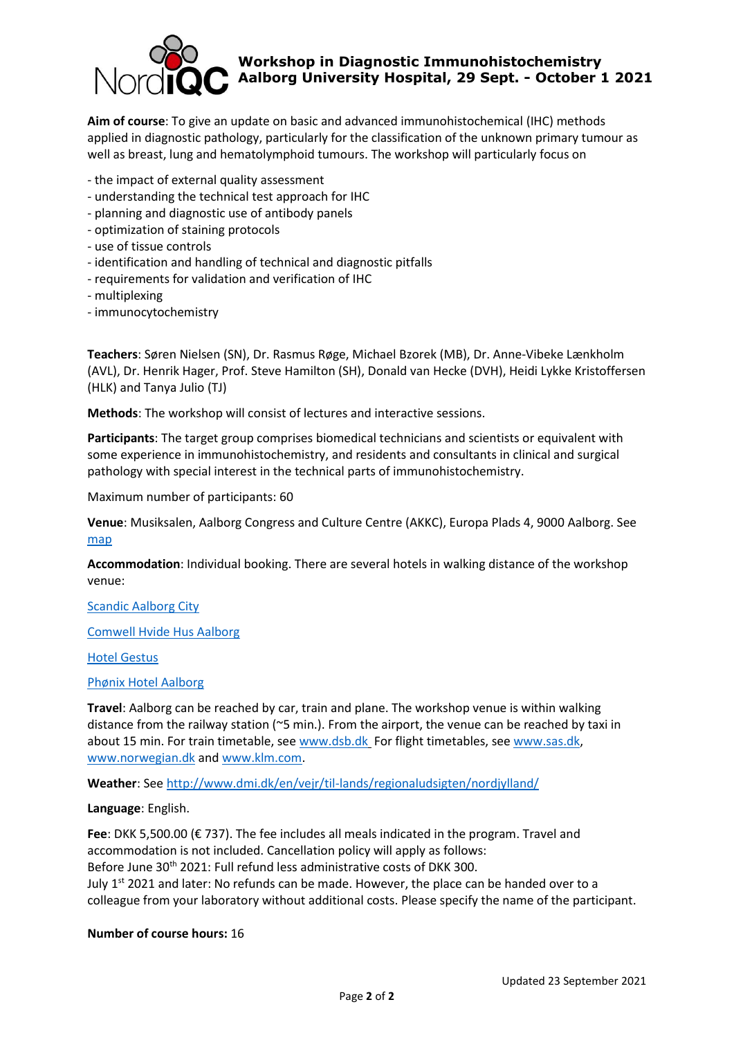# Workshop in Diagnostic Immunohistochemistry
## Aalborg University Hospital, 29 Sept. - October 1 2021

**Aim of course**: To give an update on basic and advanced immunohistochemical (IHC) methods applied in diagnostic pathology, particularly for the classification of the unknown primary tumour as well as breast, lung and hematolymphoid tumours. The workshop will particularly focus on

- the impact of external quality assessment
- understanding the technical test approach for IHC
- planning and diagnostic use of antibody panels
- optimization of staining protocols
- use of tissue controls
- identification and handling of technical and diagnostic pitfalls
- requirements for validation and verification of IHC
- multiplexing
- immunocytochemistry

**Teachers**: Søren Nielsen (SN), Dr. Rasmus Røge, Michael Bzorek (MB), Dr. Anne-Vibeke Lænkholm (AVL), Dr. Henrik Hager, Prof. Steve Hamilton (SH), Donald van Hecke (DVH), Heidi Lykke Kristoffersen (HLK) and Tanya Julio (TJ)

**Methods**: The workshop will consist of lectures and interactive sessions.

**Participants**: The target group comprises biomedical technicians and scientists or equivalent with some experience in immunohistochemistry, and residents and consultants in clinical and surgical pathology with special interest in the technical parts of immunohistochemistry.

Maximum number of participants: 60

**Venue**: Musiksalen, Aalborg Congress and Culture Centre (AKKC), Europa Plads 4, 9000 Aalborg. See map

**Accommodation**: Individual booking. There are several hotels in walking distance of the workshop venue:

Scandic Aalborg City

Comwell Hvide Hus Aalborg

Hotel Gestus

Phønix Hotel Aalborg

**Travel**: Aalborg can be reached by car, train and plane. The workshop venue is within walking distance from the railway station (~5 min.). From the airport, the venue can be reached by taxi in about 15 min. For train timetable, see www.dsb.dk For flight timetables, see www.sas.dk, www.norwegian.dk and www.klm.com.

**Weather**: See http://www.dmi.dk/en/vejr/til-lands/regionaludsigten/nordjylland/

**Language**: English.

**Fee**: DKK 5,500.00 (€ 737). The fee includes all meals indicated in the program. Travel and accommodation is not included. Cancellation policy will apply as follows:
Before June 30th 2021: Full refund less administrative costs of DKK 300.
July 1st 2021 and later: No refunds can be made. However, the place can be handed over to a colleague from your laboratory without additional costs. Please specify the name of the participant.

**Number of course hours:** 16

Updated 23 September 2021